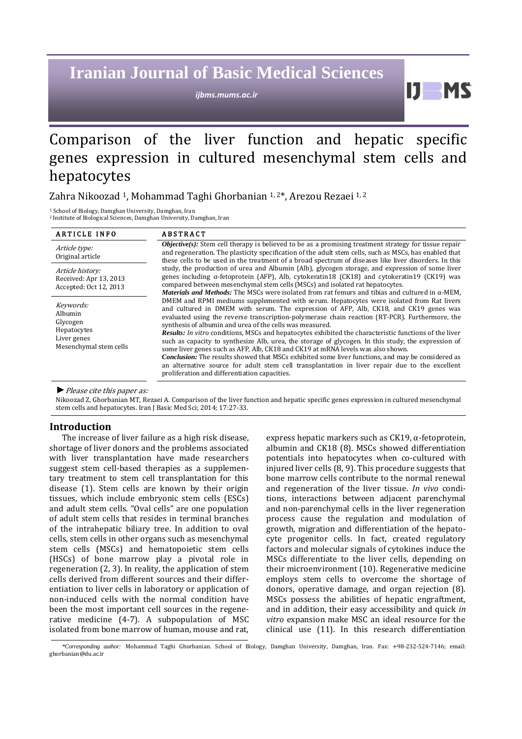# Comparison of the liver function and hepatic specific genes expression in cultured mesenchymal stem cells and hepatocytes

Zahra Nikoozad [1], Mohammad Taghi Ghorbanian [1, 2*], Arezou Rezaei [1, 2]

[1] School of Biology, Damghan University, Damghan, Iran
[2] Institute of Biological Sciences, Damghan University, Damghan, Iran

**ARTICLE INFO**

*Article type:*
Original article

*Article history:*
Received: Apr 13, 2013
Accepted: Oct 12, 2013

*Keywords:*
Albumin
Glycogen
Hepatocytes
Liver genes
Mesenchymal stem cells

**ABSTRACT**

***Objective(s):*** Stem cell therapy is believed to be as a promising treatment strategy for tissue repair and regeneration. The plasticity specification of the adult stem cells, such as MSCs, has enabled that these cells to be used in the treatment of a broad spectrum of diseases like liver disorders. In this study, the production of urea and Albumin (Alb), glycogen storage, and expression of some liver genes including α-fetoprotein (AFP), Alb, cytokeratin18 (CK18) and cytokeratin19 (CK19) was compared between mesenchymal stem cells (MSCs) and isolated rat hepatocytes.

***Materials and Methods:*** The MSCs were isolated from rat femurs and tibias and cultured in α-MEM, DMEM and RPMI mediums supplemented with serum. Hepatocytes were isolated from Rat livers and cultured in DMEM with serum. The expression of AFP, Alb, CK18, and CK19 genes was evaluated using the reverse transcription-polymerase chain reaction (RT-PCR). Furthermore, the synthesis of albumin and urea of the cells was measured.

***Results:*** *In vitro* conditions, MSCs and hepatocytes exhibited the characteristic functions of the liver such as capacity to synthesize Alb, urea, the storage of glycogen. In this study, the expression of some liver genes such as AFP, Alb, CK18 and CK19 at mRNA levels was also shown.

***Conclusion:*** The results showed that MSCs exhibited some liver functions, and may be considered as an alternative source for adult stem cell transplantation in liver repair due to the excellent proliferation and differentiation capacities.

► *Please cite this paper as:*

Nikoozad Z, Ghorbanian MT, Rezaei A. Comparison of the liver function and hepatic specific genes expression in cultured mesenchymal stem cells and hepatocytes. Iran J Basic Med Sci; 2014; 17:27-33.

## Introduction

The increase of liver failure as a high risk disease, shortage of liver donors and the problems associated with liver transplantation have made researchers suggest stem cell-based therapies as a supplementary treatment to stem cell transplantation for this disease (1). Stem cells are known by their origin tissues, which include embryonic stem cells (ESCs) and adult stem cells. "Oval cells" are one population of adult stem cells that resides in terminal branches of the intrahepatic biliary tree. In addition to oval cells, stem cells in other organs such as mesenchymal stem cells (MSCs) and hematopoietic stem cells (HSCs) of bone marrow play a pivotal role in regeneration (2, 3). In reality, the application of stem cells derived from different sources and their differentiation to liver cells in laboratory or application of non-induced cells with the normal condition have been the most important cell sources in the regenerative medicine (4-7). A subpopulation of MSC isolated from bone marrow of human, mouse and rat, express hepatic markers such as CK19, α-fetoprotein, albumin and CK18 (8). MSCs showed differentiation potentials into hepatocytes when co-cultured with injured liver cells (8, 9). This procedure suggests that bone marrow cells contribute to the normal renewal and regeneration of the liver tissue. *In vivo* conditions, interactions between adjacent parenchymal and non-parenchymal cells in the liver regeneration process cause the regulation and modulation of growth, migration and differentiation of the hepatocyte progenitor cells. In fact, created regulatory factors and molecular signals of cytokines induce the MSCs differentiate to the liver cells, depending on their microenvironment (10). Regenerative medicine employs stem cells to overcome the shortage of donors, operative damage, and organ rejection (8). MSCs possess the abilities of hepatic engraftment, and in addition, their easy accessibility and quick *in vitro* expansion make MSC an ideal resource for the clinical use (11). In this research differentiation

*\*Corresponding author:* Mohammad Taghi Ghorbanian. School of Biology, Damghan University, Damghan, Iran. Fax: +98-232-524-7146; email: ghorbanian@du.ac.ir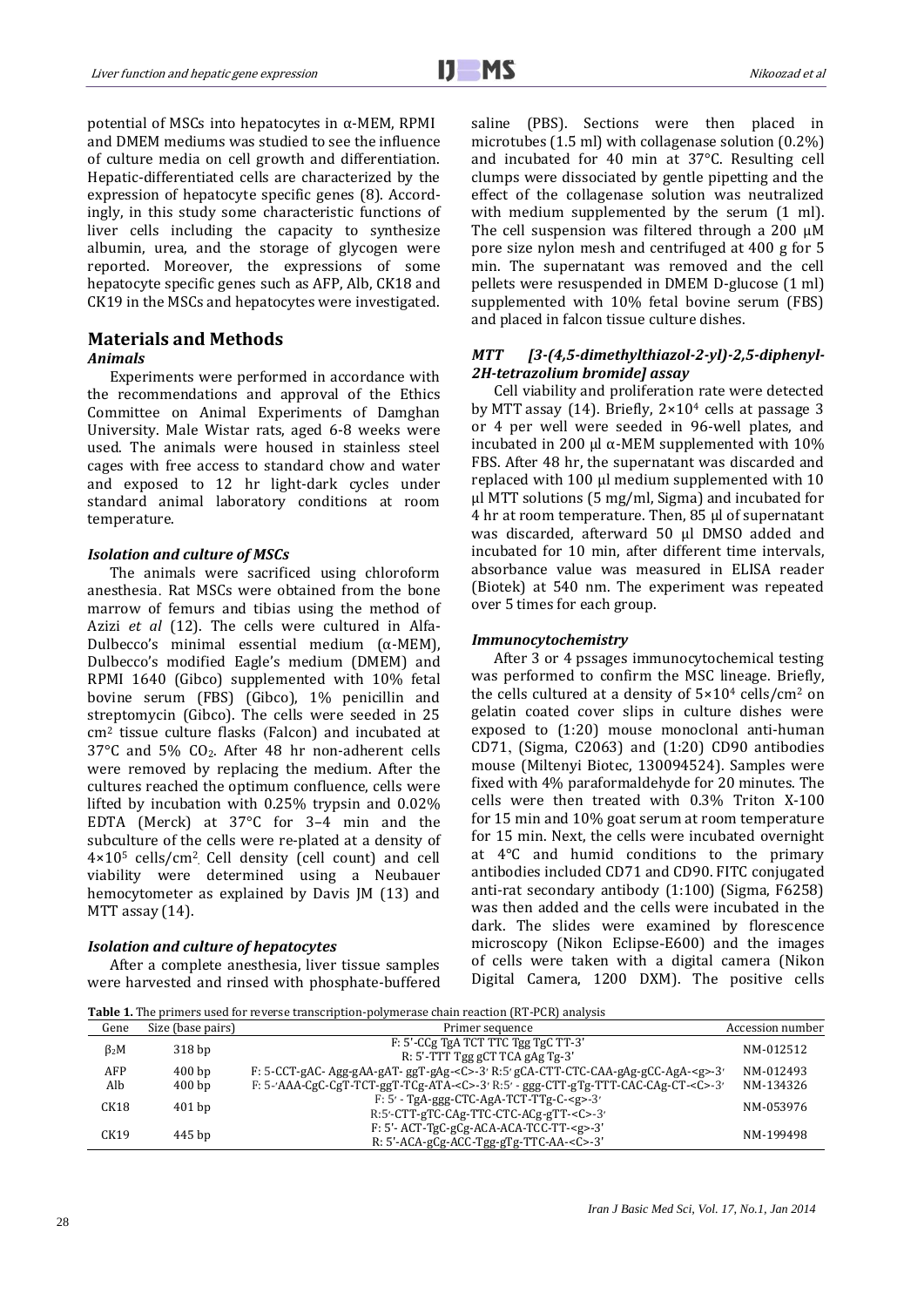potential of MSCs into hepatocytes in α-MEM, RPMI and DMEM mediums was studied to see the influence of culture media on cell growth and differentiation. Hepatic-differentiated cells are characterized by the expression of hepatocyte specific genes (8). Accordingly, in this study some characteristic functions of liver cells including the capacity to synthesize albumin, urea, and the storage of glycogen were reported. Moreover, the expressions of some hepatocyte specific genes such as AFP, Alb, CK18 and CK19 in the MSCs and hepatocytes were investigated.

## Materials and Methods

### *Animals*

Experiments were performed in accordance with the recommendations and approval of the Ethics Committee on Animal Experiments of Damghan University. Male Wistar rats, aged 6-8 weeks were used. The animals were housed in stainless steel cages with free access to standard chow and water and exposed to 12 hr light-dark cycles under standard animal laboratory conditions at room temperature.

### *Isolation and culture of MSCs*

The animals were sacrificed using chloroform anesthesia. Rat MSCs were obtained from the bone marrow of femurs and tibias using the method of Azizi *et al* (12). The cells were cultured in Alfa-Dulbecco's minimal essential medium (α-MEM), Dulbecco's modified Eagle's medium (DMEM) and RPMI 1640 (Gibco) supplemented with 10% fetal bovine serum (FBS) (Gibco), 1% penicillin and streptomycin (Gibco). The cells were seeded in 25 $cm^2$ tissue culture flasks (Falcon) and incubated at 37°C and 5% $CO_2$. After 48 hr non-adherent cells were removed by replacing the medium. After the cultures reached the optimum confluence, cells were lifted by incubation with 0.25% trypsin and 0.02% EDTA (Merck) at 37°C for 3–4 min and the subculture of the cells were re-plated at a density of $4\times10^5$ cells/$cm^2$. Cell density (cell count) and cell viability were determined using a Neubauer hemocytometer as explained by Davis JM (13) and MTT assay (14).

### *Isolation and culture of hepatocytes*

After a complete anesthesia, liver tissue samples were harvested and rinsed with phosphate-buffered saline (PBS). Sections were then placed in microtubes (1.5 ml) with collagenase solution (0.2%) and incubated for 40 min at 37°C. Resulting cell clumps were dissociated by gentle pipetting and the effect of the collagenase solution was neutralized with medium supplemented by the serum (1 ml). The cell suspension was filtered through a 200 μM pore size nylon mesh and centrifuged at 400 g for 5 min. The supernatant was removed and the cell pellets were resuspended in DMEM D-glucose (1 ml) supplemented with 10% fetal bovine serum (FBS) and placed in falcon tissue culture dishes.

### *MTT [3-(4,5-dimethylthiazol-2-yl)-2,5-diphenyl-2H-tetrazolium bromide] assay*

Cell viability and proliferation rate were detected by MTT assay (14). Briefly, $2\times10^4$ cells at passage 3 or 4 per well were seeded in 96-well plates, and incubated in 200 µl α-MEM supplemented with 10% FBS. After 48 hr, the supernatant was discarded and replaced with 100 µl medium supplemented with 10 µl MTT solutions (5 mg/ml, Sigma) and incubated for 4 hr at room temperature. Then, 85 µl of supernatant was discarded, afterward 50 µl DMSO added and incubated for 10 min, after different time intervals, absorbance value was measured in ELISA reader (Biotek) at 540 nm. The experiment was repeated over 5 times for each group.

### *Immunocytochemistry*

After 3 or 4 pssages immunocytochemical testing was performed to confirm the MSC lineage. Briefly, the cells cultured at a density of $5\times10^4$ cells/$cm^2$ on gelatin coated cover slips in culture dishes were exposed to (1:20) mouse monoclonal anti-human CD71, (Sigma, C2063) and (1:20) CD90 antibodies mouse (Miltenyi Biotec, 130094524). Samples were fixed with 4% paraformaldehyde for 20 minutes. The cells were then treated with 0.3% Triton X-100 for 15 min and 10% goat serum at room temperature for 15 min. Next, the cells were incubated overnight at 4°C and humid conditions to the primary antibodies included CD71 and CD90. FITC conjugated anti-rat secondary antibody (1:100) (Sigma, F6258) was then added and the cells were incubated in the dark. The slides were examined by florescence microscopy (Nikon Eclipse-E600) and the images of cells were taken with a digital camera (Nikon Digital Camera, 1200 DXM). The positive cells

**Table 1.** The primers used for reverse transcription-polymerase chain reaction (RT-PCR) analysis

| Gene | Size (base pairs) | Primer sequence | Accession number |
|---|---|---|---|
| $\beta_2$M | 318 bp | F: 5'-CCg TgA TCT TTC Tgg TgC TT-3'<br>R: 5'-TTT Tgg gCT TCA gAg Tg-3' | NM-012512 |
| AFP | 400 bp | F: 5-CCT-gAC- Agg-gAA-gAT- ggT-gAg-<C>-3′ R:5′ gCA-CTT-CTC-CAA-gAg-gCC-AgA-<g>-3′ | NM-012493 |
| Alb | 400 bp | F: 5-′AAA-CgC-CgT-TCT-ggT-TCg-ATA-<C>-3′ R:5′ - ggg-CTT-gTg-TTT-CAC-CAg-CT-<C>-3′ | NM-134326 |
| CK18 | 401 bp | F: 5′ - TgA-ggg-CTC-AgA-TCT-TTg-C-<g>-3′<br>R:5′-CTT-gTC-CAg-TTC-CTC-ACg-gTT-<C>-3′ | NM-053976 |
| CK19 | 445 bp | F: 5'- ACT-TgC-gCg-ACA-ACA-TCC-TT-<g>-3'<br>R: 5'-ACA-gCg-ACC-Tgg-gTg-TTC-AA-<C>-3' | NM-199498 |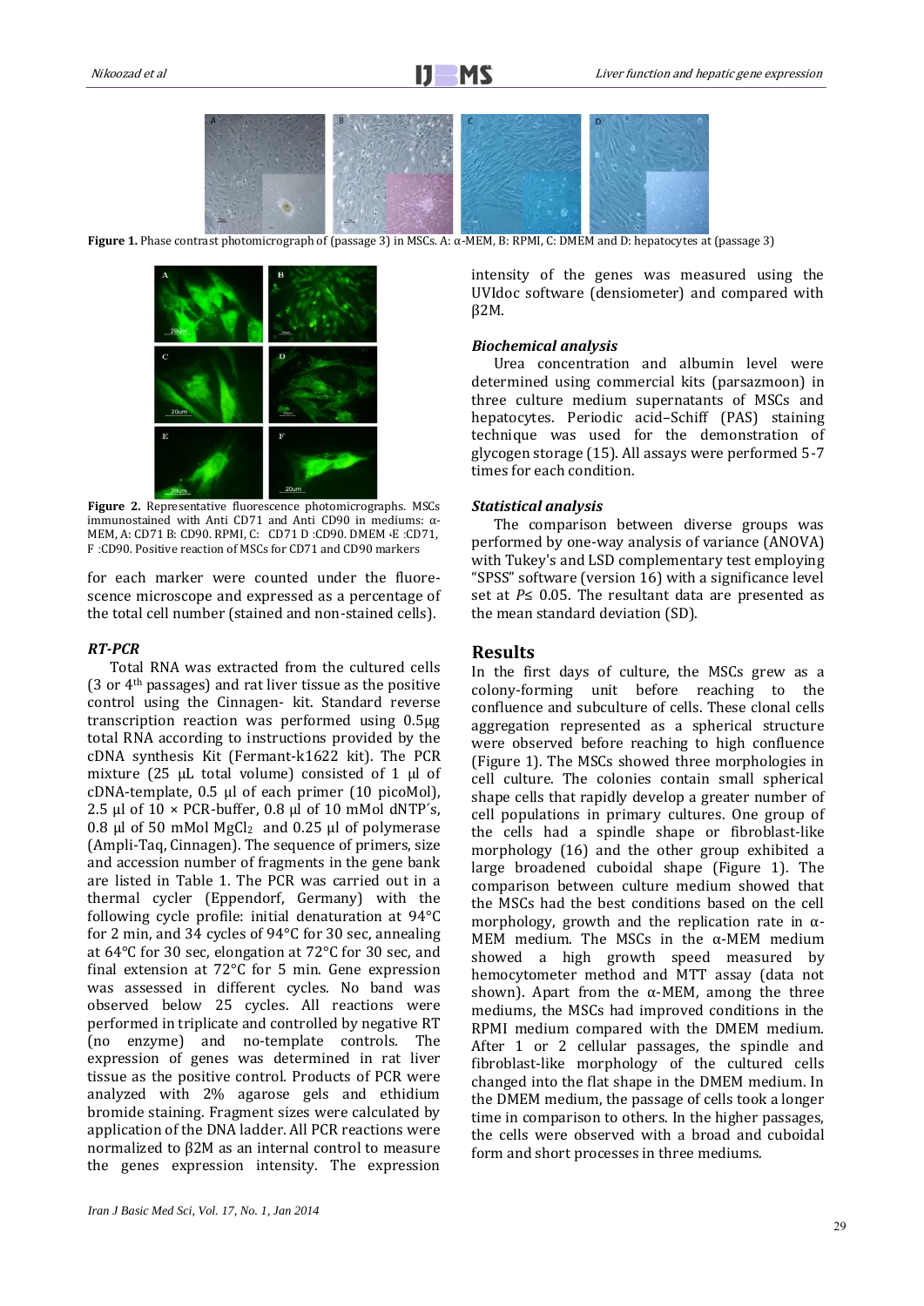**Figure 1.** Phase contrast photomicrograph of (passage 3) in MSCs. A: α-MEM, B: RPMI, C: DMEM and D: hepatocytes at (passage 3)

**Figure 2.** Representative fluorescence photomicrographs. MSCs immunostained with Anti CD71 and Anti CD90 in mediums: α-MEM, A: CD71 B: CD90. RPMI, C: CD71 D :CD90. DMEM ،E :CD71, F :CD90. Positive reaction of MSCs for CD71 and CD90 markers

for each marker were counted under the fluorescence microscope and expressed as a percentage of the total cell number (stained and non-stained cells).

### *RT-PCR*

Total RNA was extracted from the cultured cells (3 or 4th passages) and rat liver tissue as the positive control using the Cinnagen- kit. Standard reverse transcription reaction was performed using 0.5µg total RNA according to instructions provided by the cDNA synthesis Kit (Fermant-k1622 kit). The PCR mixture (25 µL total volume) consisted of 1 µl of cDNA-template, 0.5 µl of each primer (10 picoMol), 2.5 µl of 10 × PCR-buffer, 0.8 µl of 10 mMol dNTP´s, 0.8 µl of 50 mMol $MgCl_2$ and 0.25 µl of polymerase (Ampli-Taq, Cinnagen). The sequence of primers, size and accession number of fragments in the gene bank are listed in Table 1. The PCR was carried out in a thermal cycler (Eppendorf, Germany) with the following cycle profile: initial denaturation at 94°C for 2 min, and 34 cycles of 94°C for 30 sec, annealing at 64°C for 30 sec, elongation at 72°C for 30 sec, and final extension at 72°C for 5 min. Gene expression was assessed in different cycles. No band was observed below 25 cycles. All reactions were performed in triplicate and controlled by negative RT (no enzyme) and no-template controls. The expression of genes was determined in rat liver tissue as the positive control. Products of PCR were analyzed with 2% agarose gels and ethidium bromide staining. Fragment sizes were calculated by application of the DNA ladder. All PCR reactions were normalized to β2M as an internal control to measure the genes expression intensity. The expression intensity of the genes was measured using the UVIdoc software (densiometer) and compared with β2M.

### *Biochemical analysis*

Urea concentration and albumin level were determined using commercial kits (parsazmoon) in three culture medium supernatants of MSCs and hepatocytes. Periodic acid–Schiff (PAS) staining technique was used for the demonstration of glycogen storage (15). All assays were performed 5-7 times for each condition.

### *Statistical analysis*

The comparison between diverse groups was performed by one-way analysis of variance (ANOVA) with Tukey's and LSD complementary test employing "SPSS" software (version 16) with a significance level set at $P \leq 0.05$. The resultant data are presented as the mean standard deviation (SD).

## Results

In the first days of culture, the MSCs grew as a colony-forming unit before reaching to the confluence and subculture of cells. These clonal cells aggregation represented as a spherical structure were observed before reaching to high confluence (Figure 1). The MSCs showed three morphologies in cell culture. The colonies contain small spherical shape cells that rapidly develop a greater number of cell populations in primary cultures. One group of the cells had a spindle shape or fibroblast-like morphology (16) and the other group exhibited a large broadened cuboidal shape (Figure 1). The comparison between culture medium showed that the MSCs had the best conditions based on the cell morphology, growth and the replication rate in α-MEM medium. The MSCs in the α-MEM medium showed a high growth speed measured by hemocytometer method and MTT assay (data not shown). Apart from the α-MEM, among the three mediums, the MSCs had improved conditions in the RPMI medium compared with the DMEM medium. After 1 or 2 cellular passages, the spindle and fibroblast-like morphology of the cultured cells changed into the flat shape in the DMEM medium. In the DMEM medium, the passage of cells took a longer time in comparison to others. In the higher passages, the cells were observed with a broad and cuboidal form and short processes in three mediums.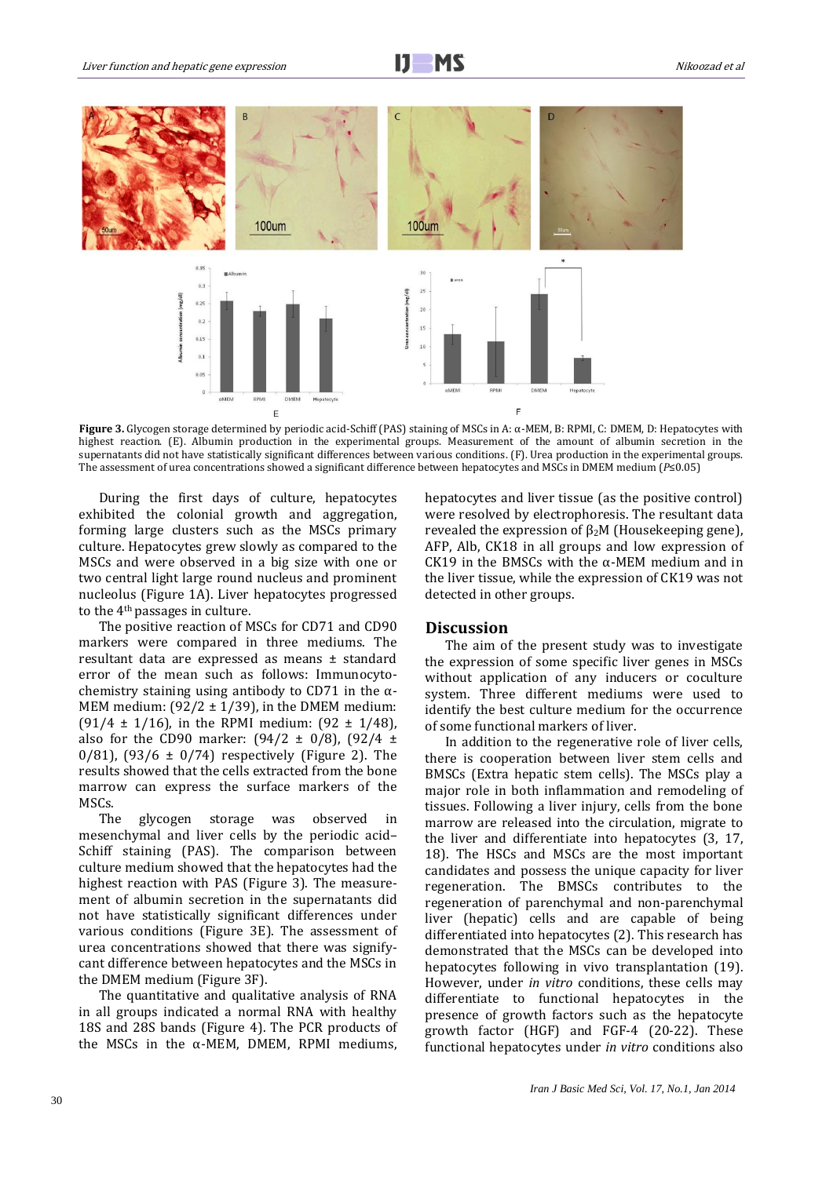**Figure 3.** Glycogen storage determined by periodic acid-Schiff (PAS) staining of MSCs in A: α-MEM, B: RPMI, C: DMEM, D: Hepatocytes with highest reaction. (E). Albumin production in the experimental groups. Measurement of the amount of albumin secretion in the supernatants did not have statistically significant differences between various conditions. (F). Urea production in the experimental groups. The assessment of urea concentrations showed a significant difference between hepatocytes and MSCs in DMEM medium ($P \leq 0.05$)

During the first days of culture, hepatocytes exhibited the colonial growth and aggregation, forming large clusters such as the MSCs primary culture. Hepatocytes grew slowly as compared to the MSCs and were observed in a big size with one or two central light large round nucleus and prominent nucleolus (Figure 1A). Liver hepatocytes progressed to the 4th passages in culture.

The positive reaction of MSCs for CD71 and CD90 markers were compared in three mediums. The resultant data are expressed as means ± standard error of the mean such as follows: Immunocytochemistry staining using antibody to CD71 in the α-MEM medium: (92/2 ± 1/39), in the DMEM medium: (91/4 ± 1/16), in the RPMI medium: (92 ± 1/48), also for the CD90 marker: (94/2 ± 0/8), (92/4 ± 0/81), (93/6 ± 0/74) respectively (Figure 2). The results showed that the cells extracted from the bone marrow can express the surface markers of the MSCs.

The glycogen storage was observed in mesenchymal and liver cells by the periodic acid–Schiff staining (PAS). The comparison between culture medium showed that the hepatocytes had the highest reaction with PAS (Figure 3). The measurement of albumin secretion in the supernatants did not have statistically significant differences under various conditions (Figure 3E). The assessment of urea concentrations showed that there was signifycant difference between hepatocytes and the MSCs in the DMEM medium (Figure 3F).

The quantitative and qualitative analysis of RNA in all groups indicated a normal RNA with healthy 18S and 28S bands (Figure 4). The PCR products of the MSCs in the α-MEM, DMEM, RPMI mediums, hepatocytes and liver tissue (as the positive control) were resolved by electrophoresis. The resultant data revealed the expression of $\beta_2$M (Housekeeping gene), AFP, Alb, CK18 in all groups and low expression of CK19 in the BMSCs with the α-MEM medium and in the liver tissue, while the expression of CK19 was not detected in other groups.

## Discussion

The aim of the present study was to investigate the expression of some specific liver genes in MSCs without application of any inducers or coculture system. Three different mediums were used to identify the best culture medium for the occurrence of some functional markers of liver.

In addition to the regenerative role of liver cells, there is cooperation between liver stem cells and BMSCs (Extra hepatic stem cells). The MSCs play a major role in both inflammation and remodeling of tissues. Following a liver injury, cells from the bone marrow are released into the circulation, migrate to the liver and differentiate into hepatocytes (3, 17, 18). The HSCs and MSCs are the most important candidates and possess the unique capacity for liver regeneration. The BMSCs contributes to the regeneration of parenchymal and non-parenchymal liver (hepatic) cells and are capable of being differentiated into hepatocytes (2). This research has demonstrated that the MSCs can be developed into hepatocytes following in vivo transplantation (19). However, under *in vitro* conditions, these cells may differentiate to functional hepatocytes in the presence of growth factors such as the hepatocyte growth factor (HGF) and FGF-4 (20-22). These functional hepatocytes under *in vitro* conditions also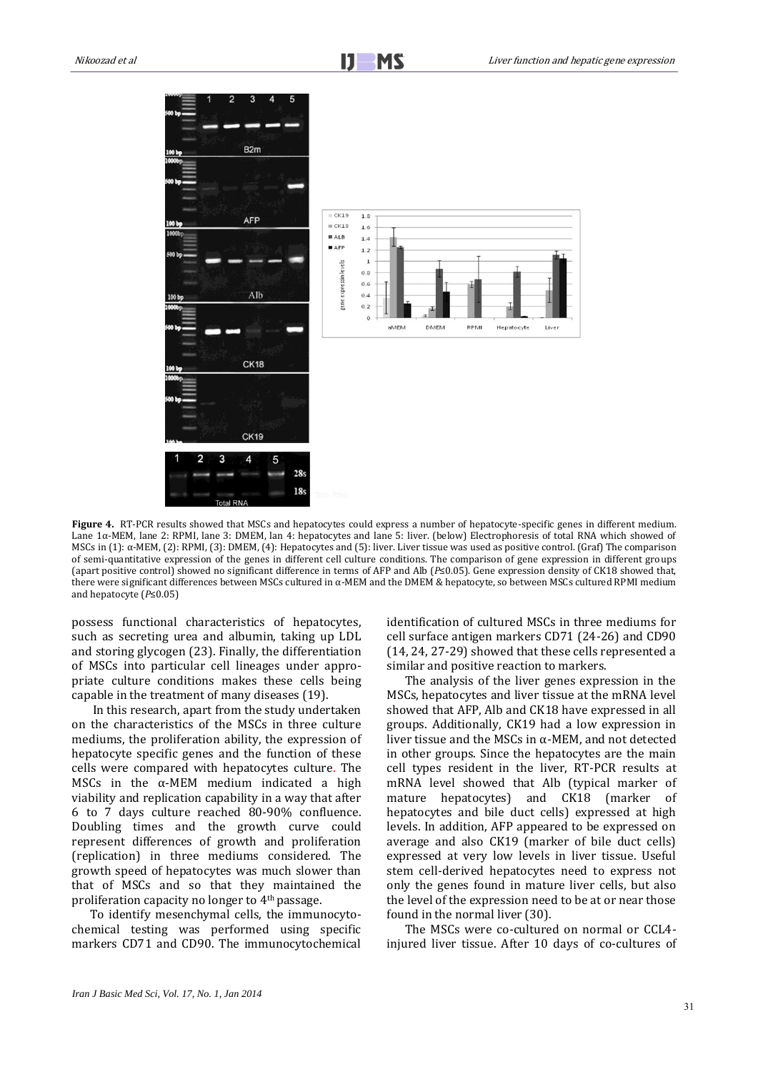**Figure 4.** RT-PCR results showed that MSCs and hepatocytes could express a number of hepatocyte-specific genes in different medium. Lane 1α-MEM, lane 2: RPMI, lane 3: DMEM, lan 4: hepatocytes and lane 5: liver. (below) Electrophoresis of total RNA which showed of MSCs in (1): α-MEM, (2): RPMI, (3): DMEM, (4): Hepatocytes and (5): liver. Liver tissue was used as positive control. (Graf) The comparison of semi-quantitative expression of the genes in different cell culture conditions. The comparison of gene expression in different groups (apart positive control) showed no significant difference in terms of AFP and Alb ($P≤0.05$). Gene expression density of CK18 showed that, there were significant differences between MSCs cultured in α-MEM and the DMEM & hepatocyte, so between MSCs cultured RPMI medium and hepatocyte ($P≤0.05$)

possess functional characteristics of hepatocytes, such as secreting urea and albumin, taking up LDL and storing glycogen (23). Finally, the differentiation of MSCs into particular cell lineages under appropriate culture conditions makes these cells being capable in the treatment of many diseases (19).

In this research, apart from the study undertaken on the characteristics of the MSCs in three culture mediums, the proliferation ability, the expression of hepatocyte specific genes and the function of these cells were compared with hepatocytes culture. The MSCs in the α-MEM medium indicated a high viability and replication capability in a way that after 6 to 7 days culture reached 80-90% confluence. Doubling times and the growth curve could represent differences of growth and proliferation (replication) in three mediums considered. The growth speed of hepatocytes was much slower than that of MSCs and so that they maintained the proliferation capacity no longer to 4th passage.

To identify mesenchymal cells, the immunocytochemical testing was performed using specific markers CD71 and CD90. The immunocytochemical identification of cultured MSCs in three mediums for cell surface antigen markers CD71 (24-26) and CD90 (14, 24, 27-29) showed that these cells represented a similar and positive reaction to markers.

The analysis of the liver genes expression in the MSCs, hepatocytes and liver tissue at the mRNA level showed that AFP, Alb and CK18 have expressed in all groups. Additionally, CK19 had a low expression in liver tissue and the MSCs in α-MEM, and not detected in other groups. Since the hepatocytes are the main cell types resident in the liver, RT-PCR results at mRNA level showed that Alb (typical marker of mature hepatocytes) and CK18 (marker of hepatocytes and bile duct cells) expressed at high levels. In addition, AFP appeared to be expressed on average and also CK19 (marker of bile duct cells) expressed at very low levels in liver tissue. Useful stem cell-derived hepatocytes need to express not only the genes found in mature liver cells, but also the level of the expression need to be at or near those found in the normal liver (30).

The MSCs were co-cultured on normal or CCL4-injured liver tissue. After 10 days of co-cultures of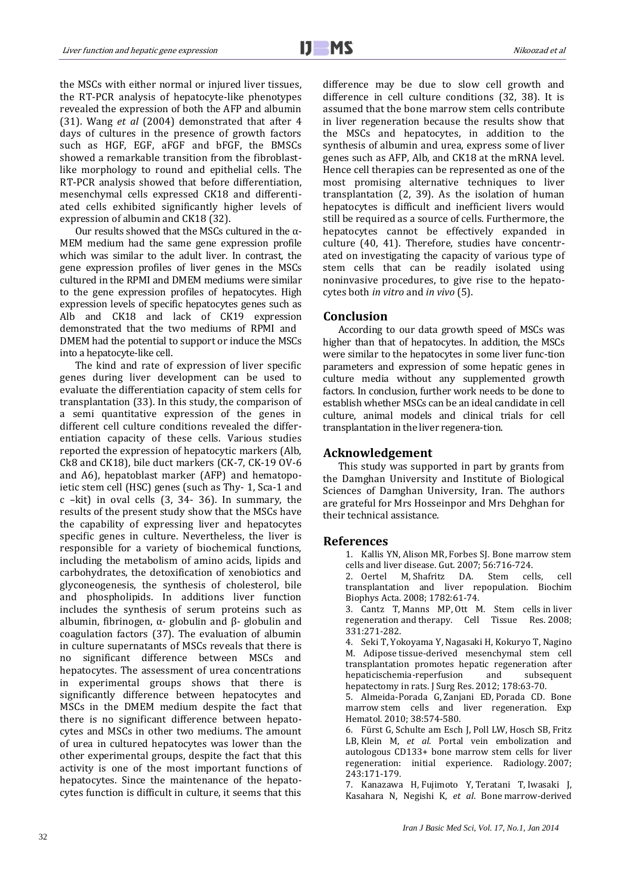the MSCs with either normal or injured liver tissues, the RT-PCR analysis of hepatocyte-like phenotypes revealed the expression of both the AFP and albumin (31). Wang *et al* (2004) demonstrated that after 4 days of cultures in the presence of growth factors such as HGF, EGF, aFGF and bFGF, the BMSCs showed a remarkable transition from the fibroblast-like morphology to round and epithelial cells. The RT-PCR analysis showed that before differentiation, mesenchymal cells expressed CK18 and differentiated cells exhibited significantly higher levels of expression of albumin and CK18 (32).

Our results showed that the MSCs cultured in the α-MEM medium had the same gene expression profile which was similar to the adult liver. In contrast, the gene expression profiles of liver genes in the MSCs cultured in the RPMI and DMEM mediums were similar to the gene expression profiles of hepatocytes. High expression levels of specific hepatocytes genes such as Alb and CK18 and lack of CK19 expression demonstrated that the two mediums of RPMI and DMEM had the potential to support or induce the MSCs into a hepatocyte-like cell.

The kind and rate of expression of liver specific genes during liver development can be used to evaluate the differentiation capacity of stem cells for transplantation (33). In this study, the comparison of a semi quantitative expression of the genes in different cell culture conditions revealed the differentiation capacity of these cells. Various studies reported the expression of hepatocytic markers (Alb, Ck8 and CK18), bile duct markers (CK-7, CK-19 OV-6 and A6), hepatoblast marker (AFP) and hematopoietic stem cell (HSC) genes (such as Thy- 1, Sca-1 and c –kit) in oval cells (3, 34- 36). In summary, the results of the present study show that the MSCs have the capability of expressing liver and hepatocytes specific genes in culture. Nevertheless, the liver is responsible for a variety of biochemical functions, including the metabolism of amino acids, lipids and carbohydrates, the detoxification of xenobiotics and glyconeogenesis, the synthesis of cholesterol, bile and phospholipids. In additions liver function includes the synthesis of serum proteins such as albumin, fibrinogen, α- globulin and β- globulin and coagulation factors (37). The evaluation of albumin in culture supernatants of MSCs reveals that there is no significant difference between MSCs and hepatocytes. The assessment of urea concentrations in experimental groups shows that there is significantly difference between hepatocytes and MSCs in the DMEM medium despite the fact that there is no significant difference between hepatocytes and MSCs in other two mediums. The amount of urea in cultured hepatocytes was lower than the other experimental groups, despite the fact that this activity is one of the most important functions of hepatocytes. Since the maintenance of the hepatocytes function is difficult in culture, it seems that this difference may be due to slow cell growth and difference in cell culture conditions (32, 38). It is assumed that the bone marrow stem cells contribute in liver regeneration because the results show that the MSCs and hepatocytes, in addition to the synthesis of albumin and urea, express some of liver genes such as AFP, Alb, and CK18 at the mRNA level. Hence cell therapies can be represented as one of the most promising alternative techniques to liver transplantation (2, 39). As the isolation of human hepatocytes is difficult and inefficient livers would still be required as a source of cells. Furthermore, the hepatocytes cannot be effectively expanded in culture (40, 41). Therefore, studies have concentrated on investigating the capacity of various type of stem cells that can be readily isolated using noninvasive procedures, to give rise to the hepatocytes both *in vitro* and *in vivo* (5).

## Conclusion

According to our data growth speed of MSCs was higher than that of hepatocytes. In addition, the MSCs were similar to the hepatocytes in some liver func-tion parameters and expression of some hepatic genes in culture media without any supplemented growth factors. In conclusion, further work needs to be done to establish whether MSCs can be an ideal candidate in cell culture, animal models and clinical trials for cell transplantation in the liver regenera-tion.

## Acknowledgement

This study was supported in part by grants from the Damghan University and Institute of Biological Sciences of Damghan University, Iran. The authors are grateful for Mrs Hosseinpor and Mrs Dehghan for their technical assistance.

## References

1. Kallis YN, Alison MR, Forbes SJ. Bone marrow stem cells and liver disease. Gut. 2007; 56:716-724.
2. Oertel M, Shafritz DA. Stem cells, cell transplantation and liver repopulation. Biochim Biophys Acta. 2008; 1782:61-74.
3. Cantz T, Manns MP, Ott M. Stem cells in liver regeneration and therapy. Cell Tissue Res. 2008; 331:271-282.
4. Seki T, Yokoyama Y, Nagasaki H, Kokuryo T, Nagino M. Adipose tissue-derived mesenchymal stem cell transplantation promotes hepatic regeneration after hepaticischemia-reperfusion and subsequent hepatectomy in rats. J Surg Res. 2012; 178:63-70.
5. Almeida-Porada G, Zanjani ED, Porada CD. Bone marrow stem cells and liver regeneration. Exp Hematol. 2010; 38:574-580.
6. Fürst G, Schulte am Esch J, Poll LW, Hosch SB, Fritz LB, Klein M, *et al.* Portal vein embolization and autologous CD133+ bone marrow stem cells for liver regeneration: initial experience. Radiology. 2007; 243:171-179.
7. Kanazawa H, Fujimoto Y, Teratani T, Iwasaki J, Kasahara N, Negishi K, *et al*. Bone marrow-derived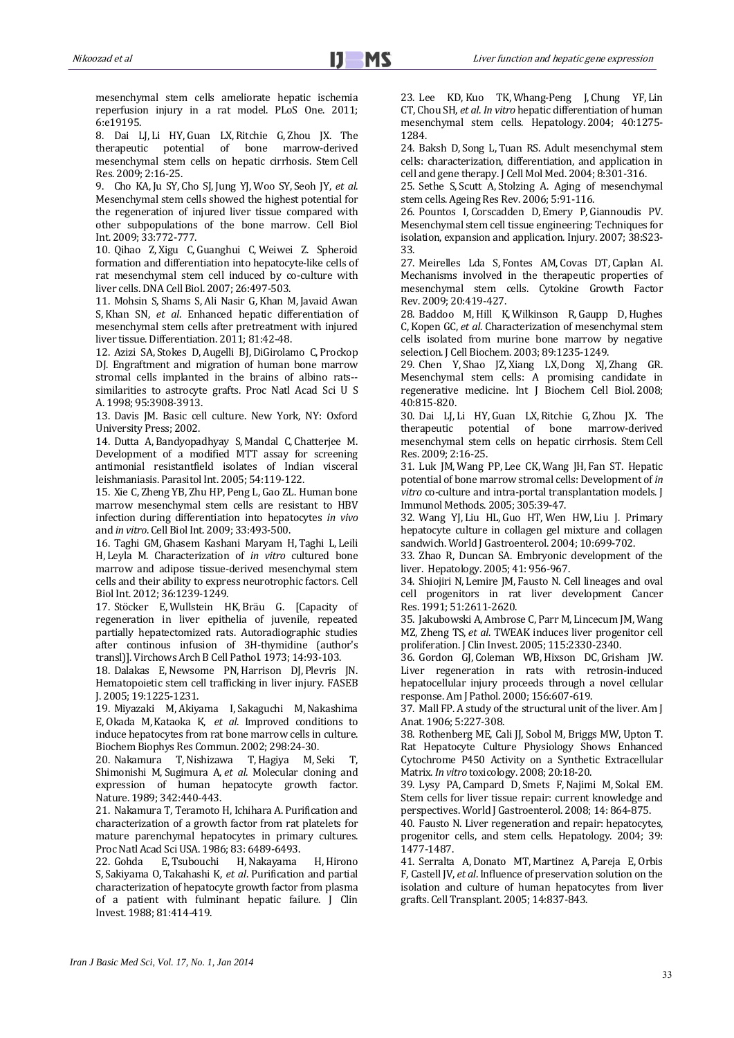mesenchymal stem cells ameliorate hepatic ischemia reperfusion injury in a rat model. PLoS One. 2011; 6:e19195.

8. Dai LJ, Li HY, Guan LX, Ritchie G, Zhou JX. The therapeutic potential of bone marrow-derived mesenchymal stem cells on hepatic cirrhosis. Stem Cell Res. 2009; 2:16-25.

9. Cho KA, Ju SY, Cho SJ, Jung YJ, Woo SY, Seoh JY, *et al*. Mesenchymal stem cells showed the highest potential for the regeneration of injured liver tissue compared with other subpopulations of the bone marrow. Cell Biol Int. 2009; 33:772-777.

10. Qihao Z, Xigu C, Guanghui C, Weiwei Z. Spheroid formation and differentiation into hepatocyte-like cells of rat mesenchymal stem cell induced by co-culture with liver cells. DNA Cell Biol. 2007; 26:497-503.

11. Mohsin S, Shams S, Ali Nasir G, Khan M, Javaid Awan S, Khan SN, *et al*. Enhanced hepatic differentiation of mesenchymal stem cells after pretreatment with injured liver tissue. Differentiation. 2011; 81:42-48.

12. Azizi SA, Stokes D, Augelli BJ, DiGirolamo C, Prockop DJ. Engraftment and migration of human bone marrow stromal cells implanted in the brains of albino rats--similarities to astrocyte grafts. Proc Natl Acad Sci U S A. 1998; 95:3908-3913.

13. Davis JM. Basic cell culture. New York, NY: Oxford University Press; 2002.

14. Dutta A, Bandyopadhyay S, Mandal C, Chatterjee M. Development of a modified MTT assay for screening antimonial resistantfield isolates of Indian visceral leishmaniasis. Parasitol Int. 2005; 54:119-122.

15. Xie C, Zheng YB, Zhu HP, Peng L, Gao ZL. Human bone marrow mesenchymal stem cells are resistant to HBV infection during differentiation into hepatocytes *in vivo* and *in vitro*. Cell Biol Int. 2009; 33:493-500.

16. Taghi GM, Ghasem Kashani Maryam H, Taghi L, Leili H, Leyla M. Characterization of *in vitro* cultured bone marrow and adipose tissue-derived mesenchymal stem cells and their ability to express neurotrophic factors. Cell Biol Int. 2012; 36:1239-1249.

17. Stöcker E, Wullstein HK, Bräu G. [Capacity of regeneration in liver epithelia of juvenile, repeated partially hepatectomized rats. Autoradiographic studies after continous infusion of 3H-thymidine (author's transl)]. Virchows Arch B Cell Pathol. 1973; 14:93-103.

18. Dalakas E, Newsome PN, Harrison DJ, Plevris JN. Hematopoietic stem cell trafficking in liver injury. FASEB J. 2005; 19:1225-1231.

19. Miyazaki M, Akiyama I, Sakaguchi M, Nakashima E, Okada M, Kataoka K, *et al*. Improved conditions to induce hepatocytes from rat bone marrow cells in culture. Biochem Biophys Res Commun. 2002; 298:24-30.

20. Nakamura T, Nishizawa T, Hagiya M, Seki T, Shimonishi M, Sugimura A, *et al*. Molecular cloning and expression of human hepatocyte growth factor. Nature. 1989; 342:440-443.

21. Nakamura T, Teramoto H, Ichihara A. Purification and characterization of a growth factor from rat platelets for mature parenchymal hepatocytes in primary cultures. Proc Natl Acad Sci USA. 1986; 83: 6489-6493.

22. Gohda E, Tsubouchi H, Nakayama H, Hirono S, Sakiyama O, Takahashi K, *et al*. Purification and partial characterization of hepatocyte growth factor from plasma of a patient with fulminant hepatic failure. J Clin Invest. 1988; 81:414-419.

23. Lee KD, Kuo TK, Whang-Peng J, Chung YF, Lin CT, Chou SH, *et al*. *In vitro* hepatic differentiation of human mesenchymal stem cells. Hepatology. 2004; 40:1275-1284.

24. Baksh D, Song L, Tuan RS. Adult mesenchymal stem cells: characterization, differentiation, and application in cell and gene therapy. J Cell Mol Med. 2004; 8:301-316.

25. Sethe S, Scutt A, Stolzing A. Aging of mesenchymal stem cells. Ageing Res Rev. 2006; 5:91-116.

26. Pountos I, Corscadden D, Emery P, Giannoudis PV. Mesenchymal stem cell tissue engineering: Techniques for isolation, expansion and application. Injury. 2007; 38:S23-33.

27. Meirelles Lda S, Fontes AM, Covas DT, Caplan AI. Mechanisms involved in the therapeutic properties of mesenchymal stem cells. Cytokine Growth Factor Rev. 2009; 20:419-427.

28. Baddoo M, Hill K, Wilkinson R, Gaupp D, Hughes C, Kopen GC, *et al*. Characterization of mesenchymal stem cells isolated from murine bone marrow by negative selection. J Cell Biochem. 2003; 89:1235-1249.

29. Chen Y, Shao JZ, Xiang LX, Dong XJ, Zhang GR. Mesenchymal stem cells: A promising candidate in regenerative medicine. Int J Biochem Cell Biol. 2008; 40:815-820.

30. Dai LJ, Li HY, Guan LX, Ritchie G, Zhou JX. The therapeutic potential of bone marrow-derived mesenchymal stem cells on hepatic cirrhosis. Stem Cell Res. 2009; 2:16-25.

31. Luk JM, Wang PP, Lee CK, Wang JH, Fan ST. Hepatic potential of bone marrow stromal cells: Development of *in vitro* co-culture and intra-portal transplantation models. J Immunol Methods. 2005; 305:39-47.

32. Wang YJ, Liu HL, Guo HT, Wen HW, Liu J. Primary hepatocyte culture in collagen gel mixture and collagen sandwich. World J Gastroenterol. 2004; 10:699-702.

33. Zhao R, Duncan SA. Embryonic development of the liver. Hepatology. 2005; 41: 956-967.

34. Shiojiri N, Lemire JM, Fausto N. Cell lineages and oval cell progenitors in rat liver development Cancer Res. 1991; 51:2611-2620.

35. Jakubowski A, Ambrose C, Parr M, Lincecum JM, Wang MZ, Zheng TS, *et al*. TWEAK induces liver progenitor cell proliferation. J Clin Invest. 2005; 115:2330-2340.

36. Gordon GJ, Coleman WB, Hixson DC, Grisham JW. Liver regeneration in rats with retrosin-induced hepatocellular injury proceeds through a novel cellular response. Am J Pathol. 2000; 156:607-619.

37. Mall FP. A study of the structural unit of the liver. Am J Anat. 1906; 5:227-308.

38. Rothenberg ME, Cali JJ, Sobol M, Briggs MW, Upton T. Rat Hepatocyte Culture Physiology Shows Enhanced Cytochrome P450 Activity on a Synthetic Extracellular Matrix. *In vitro* toxicology. 2008; 20:18-20.

39. Lysy PA, Campard D, Smets F, Najimi M, Sokal EM. Stem cells for liver tissue repair: current knowledge and perspectives. World J Gastroenterol. 2008; 14: 864-875.

40. Fausto N. Liver regeneration and repair: hepatocytes, progenitor cells, and stem cells. Hepatology. 2004; 39: 1477-1487.

41. Serralta A, Donato MT, Martinez A, Pareja E, Orbis F, Castell JV, *et al*. Influence of preservation solution on the isolation and culture of human hepatocytes from liver grafts. Cell Transplant. 2005; 14:837-843.